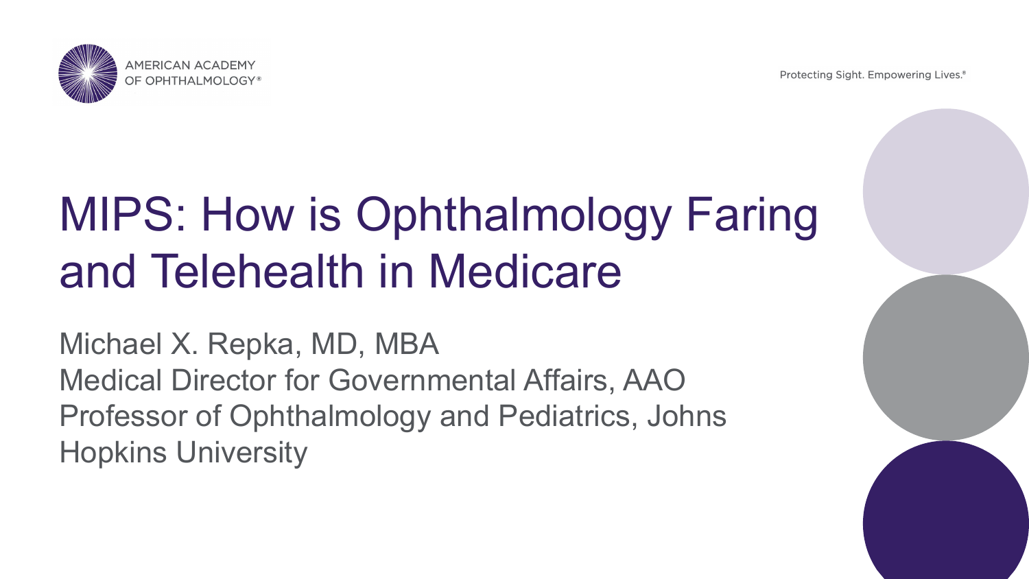AMERICAN ACADEMY OF OPHTHALMOLOGY®

Protecting Sight. Empowering Lives.®

# MIPS: How is Ophthalmology Faring and Telehealth in Medicare

Michael X. Repka, MD, MBA
Medical Director for Governmental Affairs, AAO
Professor of Ophthalmology and Pediatrics, Johns Hopkins University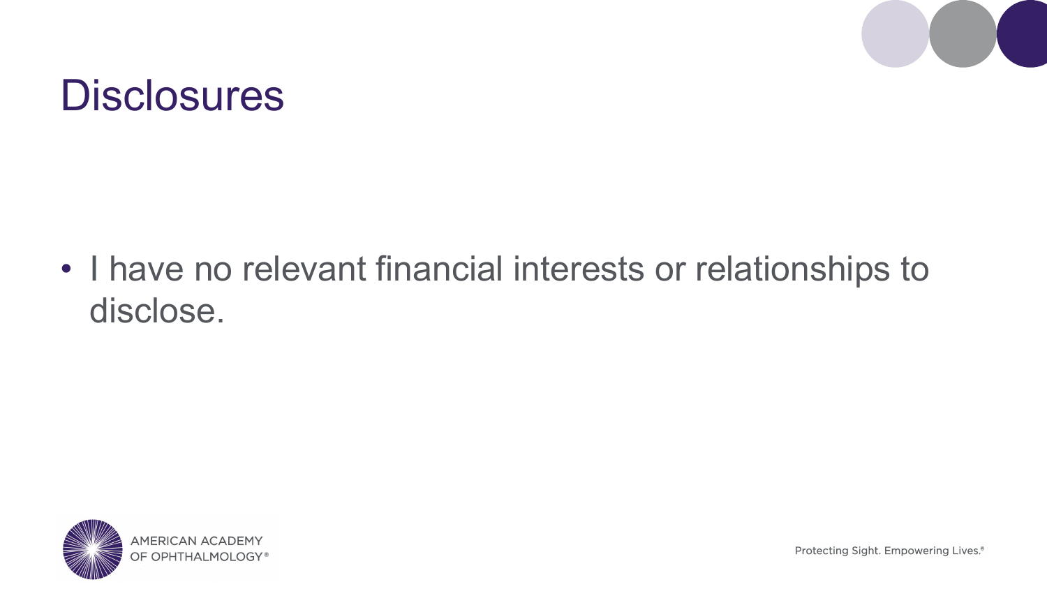# Disclosures

- I have no relevant financial interests or relationships to disclose.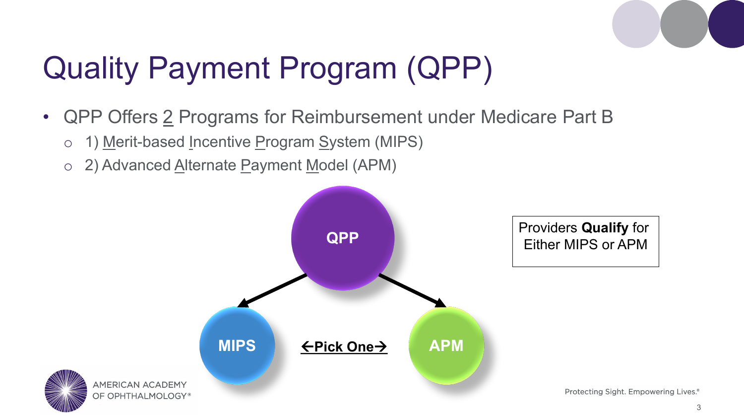# Quality Payment Program (QPP)

- QPP Offers 2 Programs for Reimbursement under Medicare Part B
  - 1) Merit-based Incentive Program System (MIPS)
  - 2) Advanced Alternate Payment Model (APM)

QPP

MIPS

←Pick One→

APM

Providers **Qualify** for Either MIPS or APM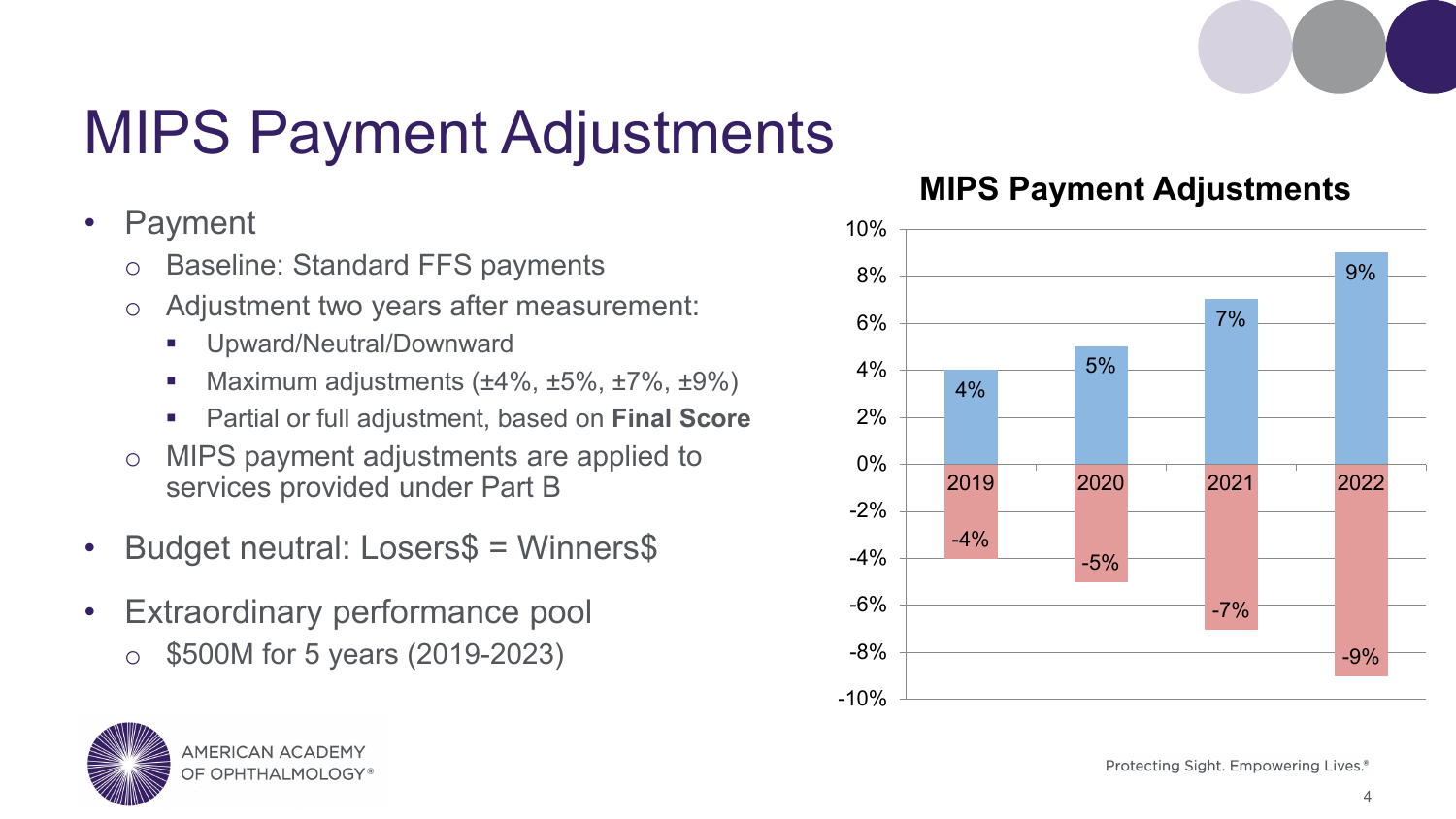# MIPS Payment Adjustments

- Payment
  - Baseline: Standard FFS payments
  - Adjustment two years after measurement:
    - Upward/Neutral/Downward
    - Maximum adjustments (±4%, ±5%, ±7%, ±9%)
    - Partial or full adjustment, based on **Final Score**
  - MIPS payment adjustments are applied to services provided under Part B
- Budget neutral: Losers$ = Winners$
- Extraordinary performance pool
  - $500M for 5 years (2019-2023)

**MIPS Payment Adjustments**

10%
8%
6%
4%
2%
0%
-2%
-4%
-6%
-8%
-10%

2019: 4%, -4%
2020: 5%, -5%
2021: 7%, -7%
2022: 9%, -9%

AMERICAN ACADEMY OF OPHTHALMOLOGY®

Protecting Sight. Empowering Lives.®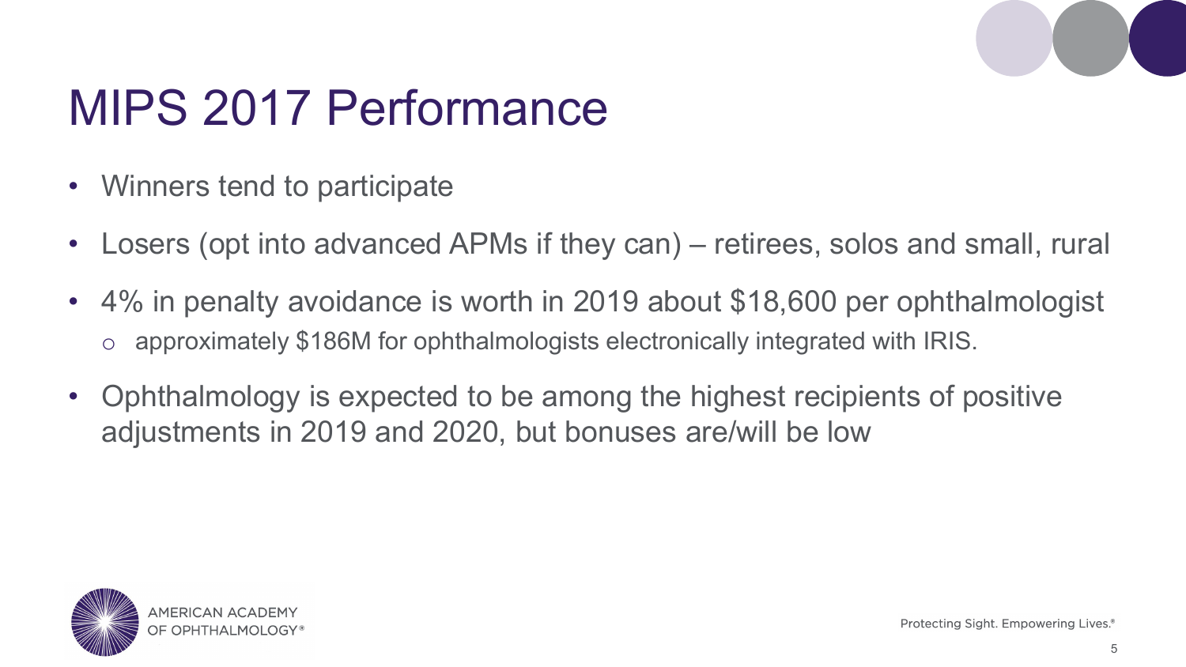# MIPS 2017 Performance

- Winners tend to participate
- Losers (opt into advanced APMs if they can) – retirees, solos and small, rural
- 4% in penalty avoidance is worth in 2019 about $18,600 per ophthalmologist
  - approximately $186M for ophthalmologists electronically integrated with IRIS.
- Ophthalmology is expected to be among the highest recipients of positive adjustments in 2019 and 2020, but bonuses are/will be low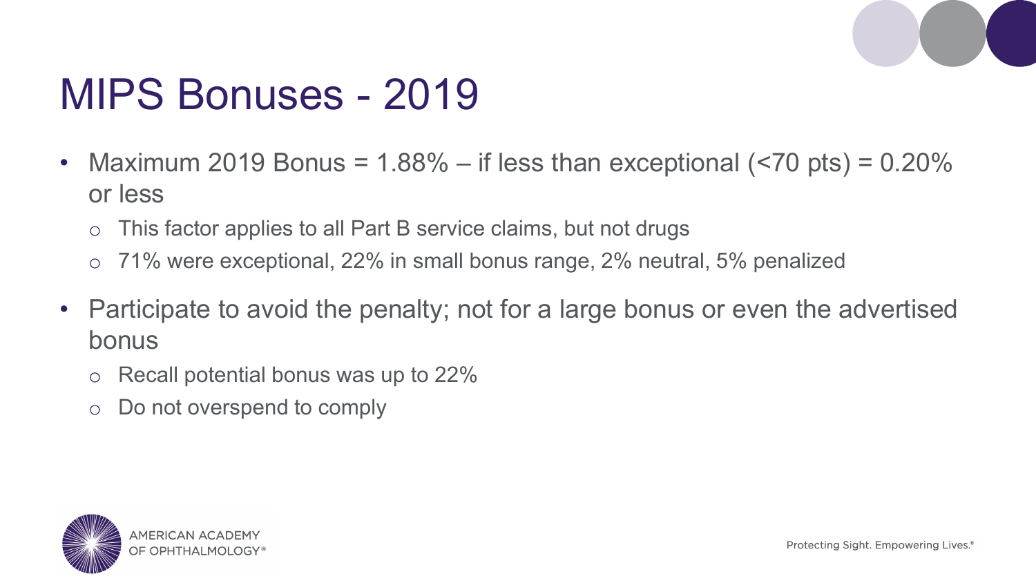# MIPS Bonuses - 2019

- Maximum 2019 Bonus = 1.88% – if less than exceptional (<70 pts) = 0.20% or less
  - This factor applies to all Part B service claims, but not drugs
  - 71% were exceptional, 22% in small bonus range, 2% neutral, 5% penalized
- Participate to avoid the penalty; not for a large bonus or even the advertised bonus
  - Recall potential bonus was up to 22%
  - Do not overspend to comply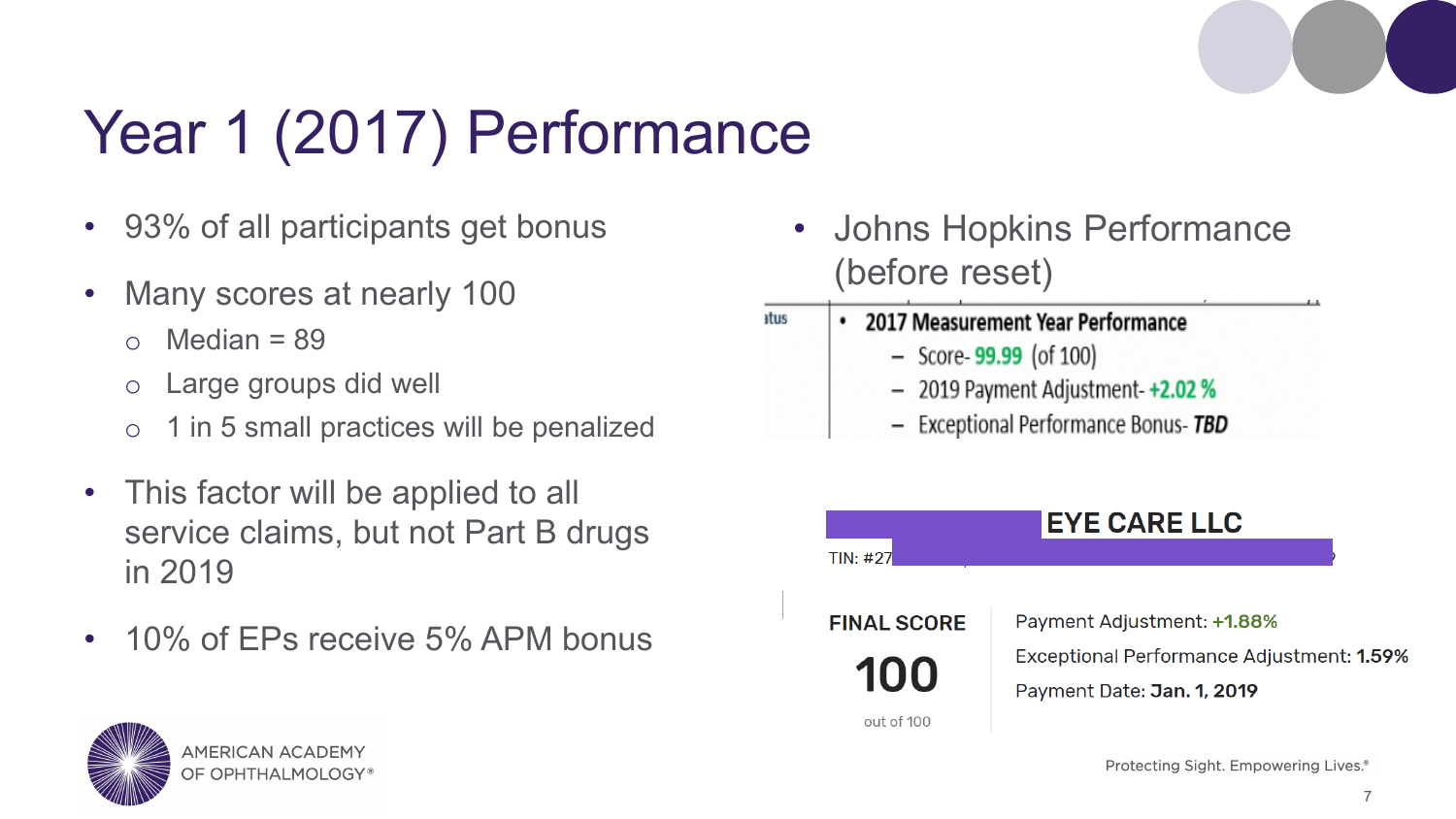# Year 1 (2017) Performance

- 93% of all participants get bonus
- Many scores at nearly 100
  - Median = 89
  - Large groups did well
  - 1 in 5 small practices will be penalized
- This factor will be applied to all service claims, but not Part B drugs in 2019
- 10% of EPs receive 5% APM bonus

- Johns Hopkins Performance (before reset)

atus

- **2017 Measurement Year Performance**
  - Score- **99.99** (of 100)
  - 2019 Payment Adjustment- **+2.02 %**
  - Exceptional Performance Bonus- ***TBD***

**EYE CARE LLC**

TIN: #27

**FINAL SCORE**

**100**

out of 100

Payment Adjustment: **+1.88%**

Exceptional Performance Adjustment: **1.59%**

Payment Date: **Jan. 1, 2019**

AMERICAN ACADEMY OF OPHTHALMOLOGY®

Protecting Sight. Empowering Lives.®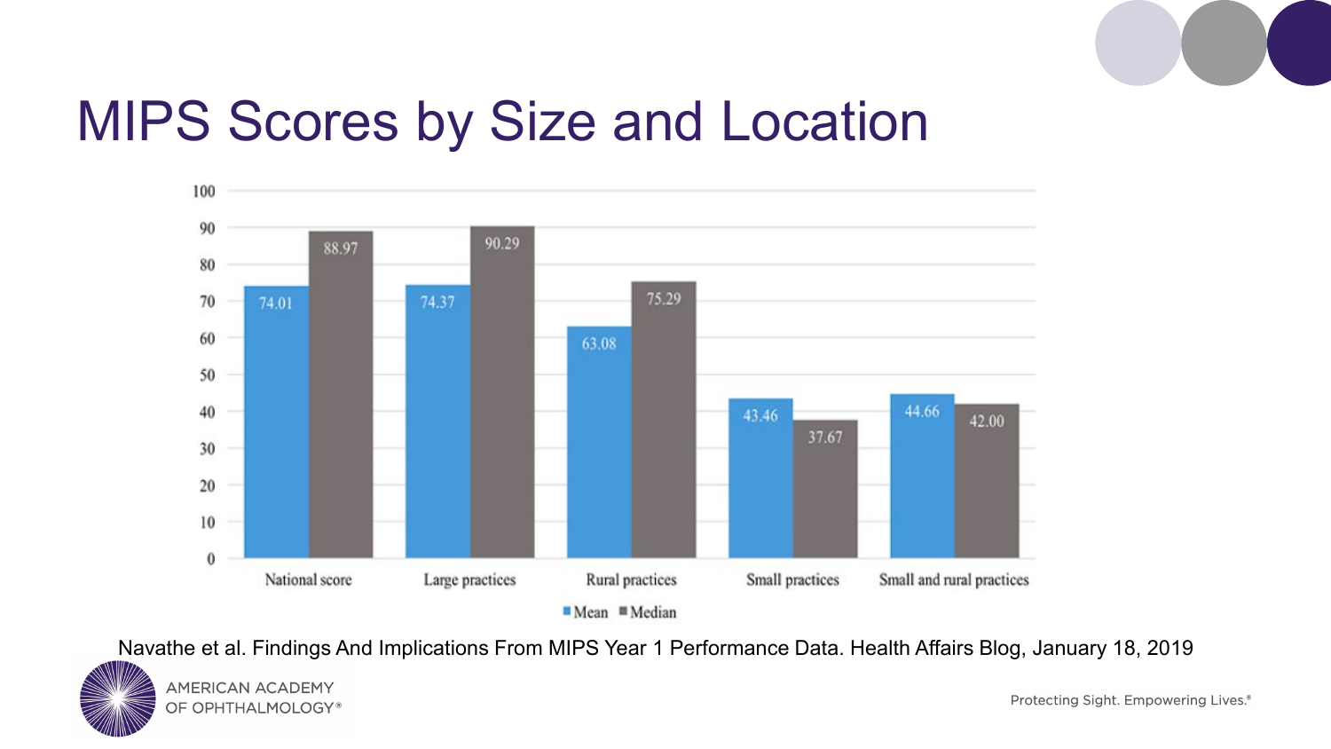# MIPS Scores by Size and Location

100
90
80
70
60
50
40
30
20
10
0

74.01
88.97
74.37
90.29
63.08
75.29
43.46
37.67
44.66
42.00

National score
Large practices
Rural practices
Small practices
Small and rural practices

Mean
Median

Navathe et al. Findings And Implications From MIPS Year 1 Performance Data. Health Affairs Blog, January 18, 2019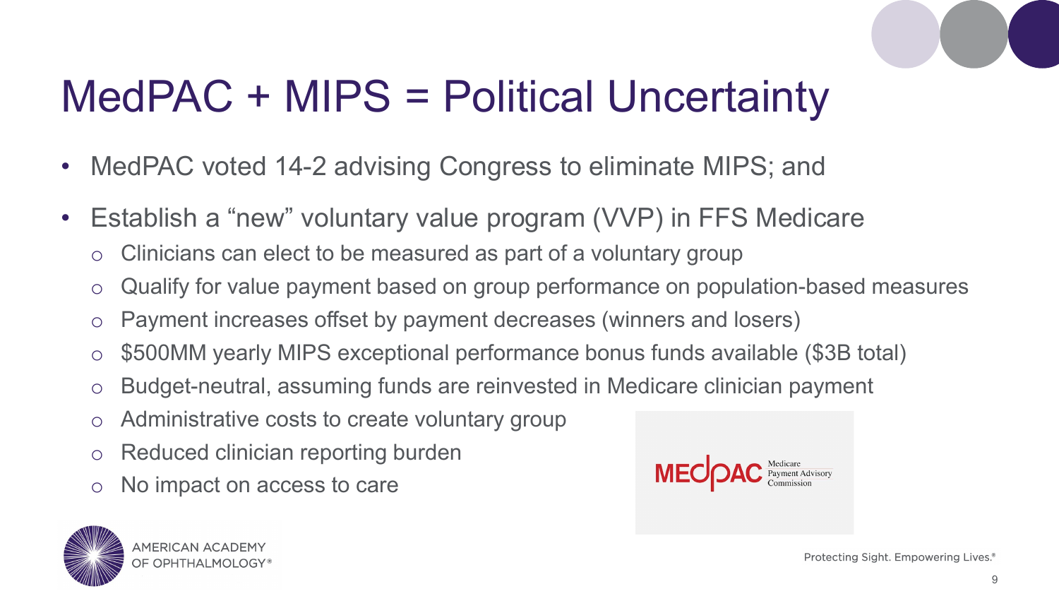# MedPAC + MIPS = Political Uncertainty

- MedPAC voted 14-2 advising Congress to eliminate MIPS; and
- Establish a "new" voluntary value program (VVP) in FFS Medicare
  - Clinicians can elect to be measured as part of a voluntary group
  - Qualify for value payment based on group performance on population-based measures
  - Payment increases offset by payment decreases (winners and losers)
  - $500MM yearly MIPS exceptional performance bonus funds available ($3B total)
  - Budget-neutral, assuming funds are reinvested in Medicare clinician payment
  - Administrative costs to create voluntary group
  - Reduced clinician reporting burden
  - No impact on access to care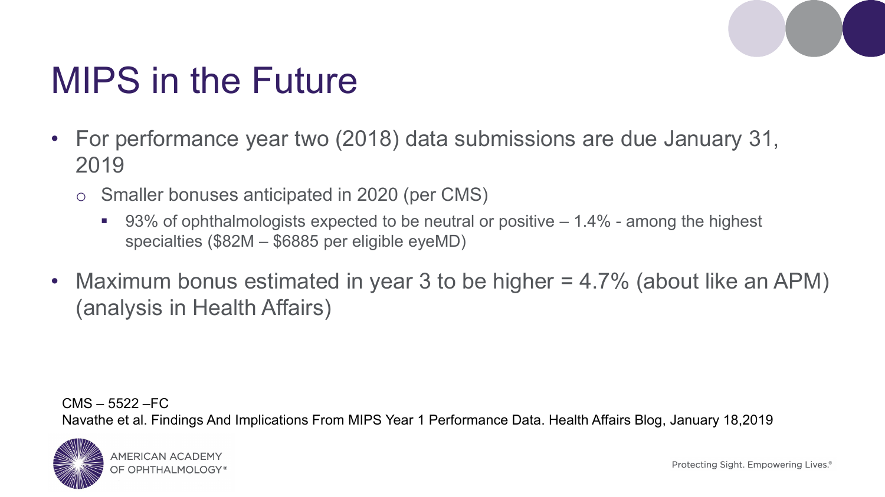# MIPS in the Future

- For performance year two (2018) data submissions are due January 31, 2019
  - Smaller bonuses anticipated in 2020 (per CMS)
    - 93% of ophthalmologists expected to be neutral or positive – 1.4% - among the highest specialties ($82M – $6885 per eligible eyeMD)
- Maximum bonus estimated in year 3 to be higher = 4.7% (about like an APM) (analysis in Health Affairs)

CMS – 5522 –FC
Navathe et al. Findings And Implications From MIPS Year 1 Performance Data. Health Affairs Blog, January 18,2019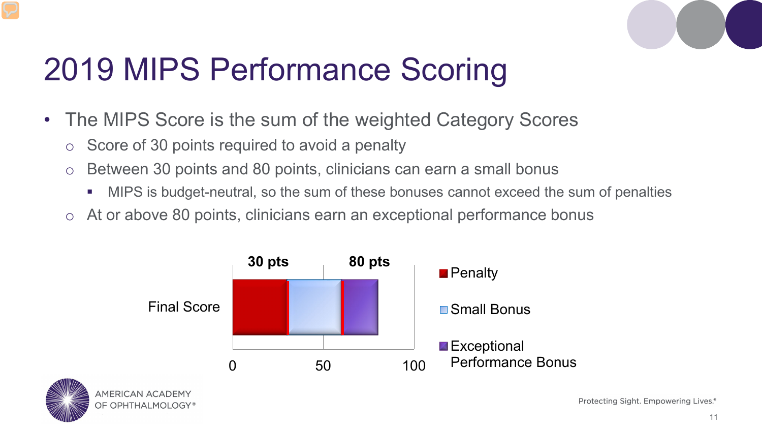# 2019 MIPS Performance Scoring

- The MIPS Score is the sum of the weighted Category Scores
  - Score of 30 points required to avoid a penalty
  - Between 30 points and 80 points, clinicians can earn a small bonus
    - MIPS is budget-neutral, so the sum of these bonuses cannot exceed the sum of penalties
  - At or above 80 points, clinicians earn an exceptional performance bonus

Final Score

30 pts

80 pts

0 50 100

Penalty

Small Bonus

Exceptional Performance Bonus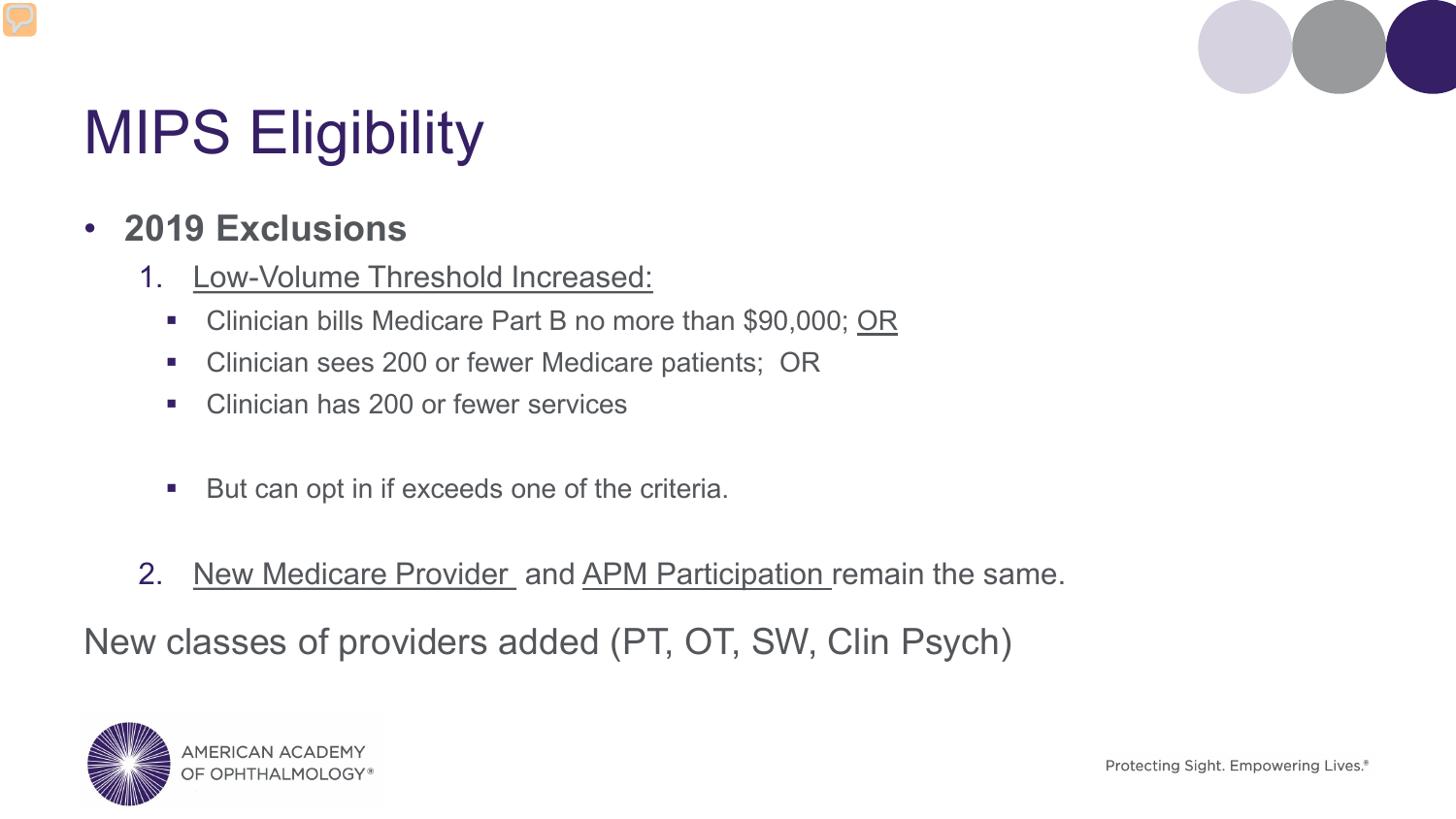# MIPS Eligibility

- **2019 Exclusions**
  1. Low-Volume Threshold Increased:
     - Clinician bills Medicare Part B no more than $90,000; OR
     - Clinician sees 200 or fewer Medicare patients; OR
     - Clinician has 200 or fewer services

     - But can opt in if exceeds one of the criteria.
  2. New Medicare Provider and APM Participation remain the same.

New classes of providers added (PT, OT, SW, Clin Psych)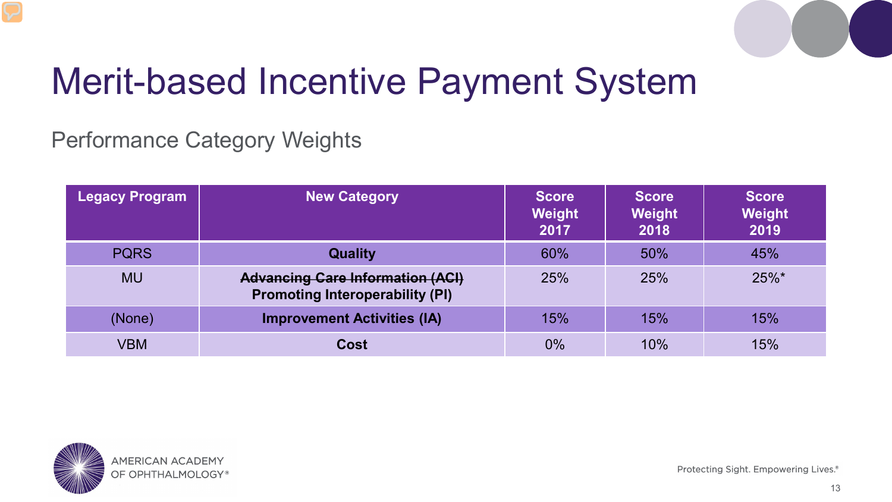# Merit-based Incentive Payment System

## Performance Category Weights

| Legacy Program | New Category | Score Weight 2017 | Score Weight 2018 | Score Weight 2019 |
|---|---|---|---|---|
| PQRS | **Quality** | 60% | 50% | 45% |
| MU | ~~**Advancing Care Information (ACI)**~~ **Promoting Interoperability (PI)** | 25% | 25% | 25%* |
| (None) | **Improvement Activities (IA)** | 15% | 15% | 15% |
| VBM | **Cost** | 0% | 10% | 15% |

AMERICAN ACADEMY OF OPHTHALMOLOGY®

Protecting Sight. Empowering Lives.®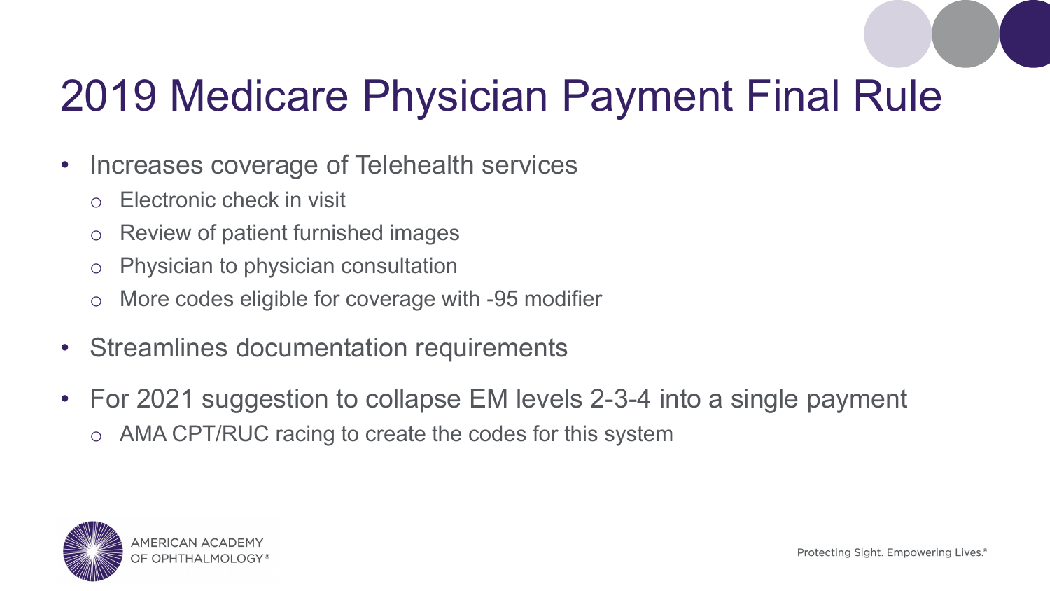# 2019 Medicare Physician Payment Final Rule

- Increases coverage of Telehealth services
  - Electronic check in visit
  - Review of patient furnished images
  - Physician to physician consultation
  - More codes eligible for coverage with -95 modifier
- Streamlines documentation requirements
- For 2021 suggestion to collapse EM levels 2-3-4 into a single payment
  - AMA CPT/RUC racing to create the codes for this system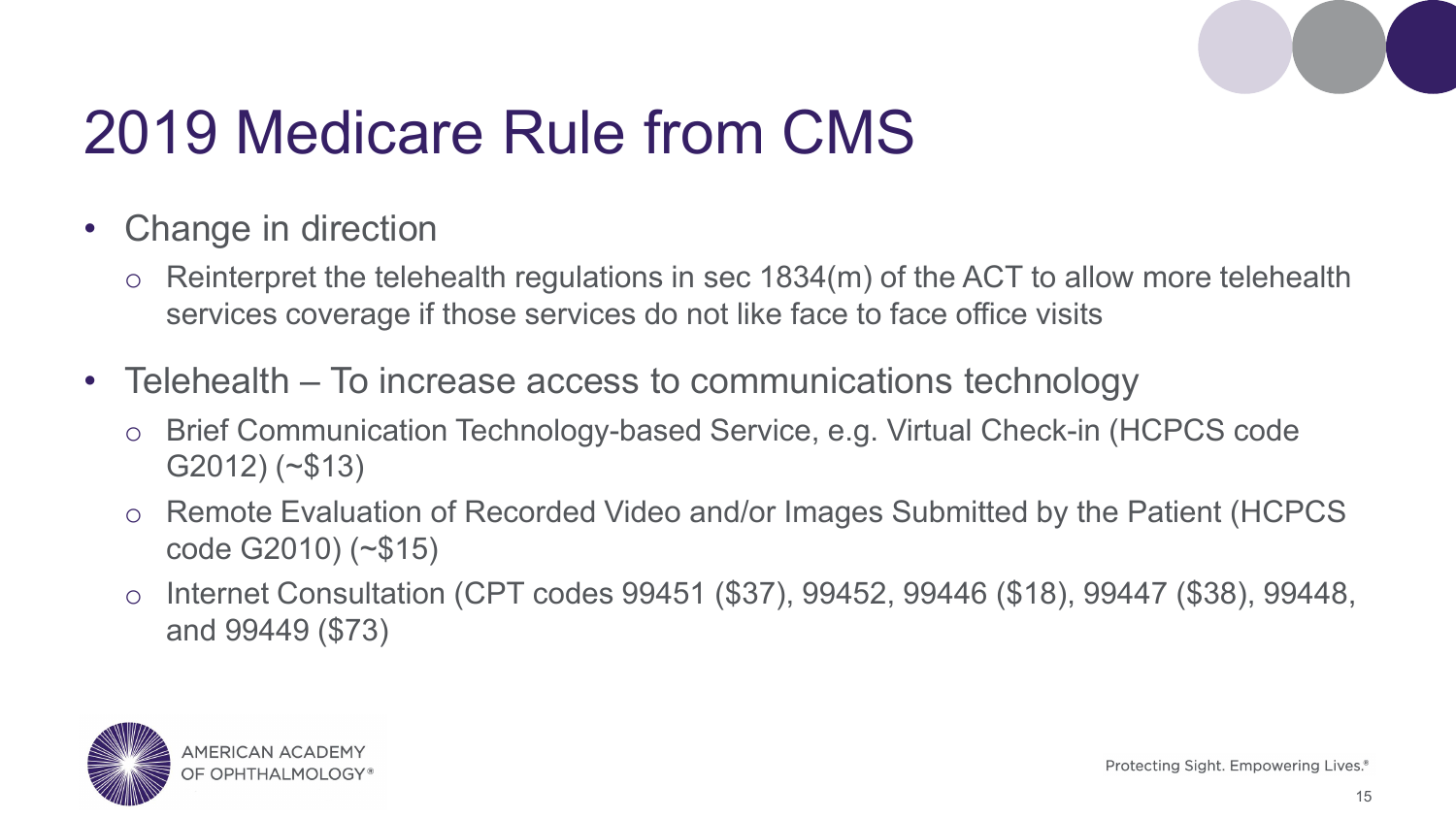# 2019 Medicare Rule from CMS

- Change in direction
  - Reinterpret the telehealth regulations in sec 1834(m) of the ACT to allow more telehealth services coverage if those services do not like face to face office visits
- Telehealth – To increase access to communications technology
  - Brief Communication Technology-based Service, e.g. Virtual Check-in (HCPCS code G2012) (~$13)
  - Remote Evaluation of Recorded Video and/or Images Submitted by the Patient (HCPCS code G2010) (~$15)
  - Internet Consultation (CPT codes 99451 ($37), 99452, 99446 ($18), 99447 ($38), 99448, and 99449 ($73)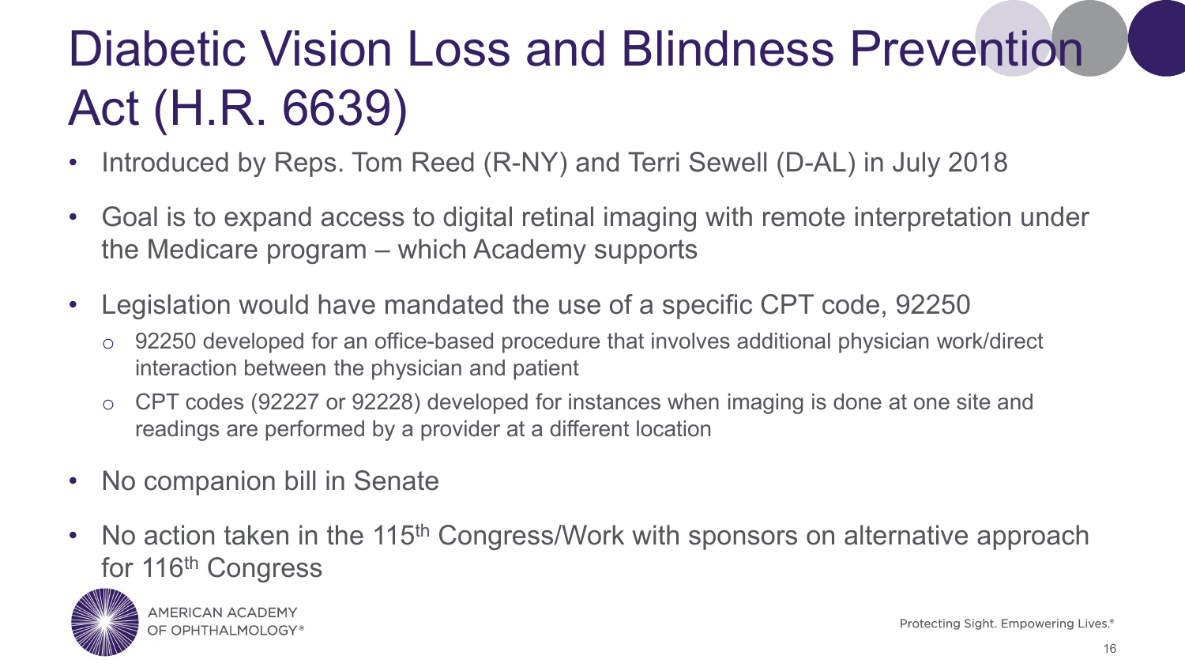# Diabetic Vision Loss and Blindness Prevention Act (H.R. 6639)

- Introduced by Reps. Tom Reed (R-NY) and Terri Sewell (D-AL) in July 2018
- Goal is to expand access to digital retinal imaging with remote interpretation under the Medicare program – which Academy supports
- Legislation would have mandated the use of a specific CPT code, 92250
  - 92250 developed for an office-based procedure that involves additional physician work/direct interaction between the physician and patient
  - CPT codes (92227 or 92228) developed for instances when imaging is done at one site and readings are performed by a provider at a different location
- No companion bill in Senate
- No action taken in the 115th Congress/Work with sponsors on alternative approach for 116th Congress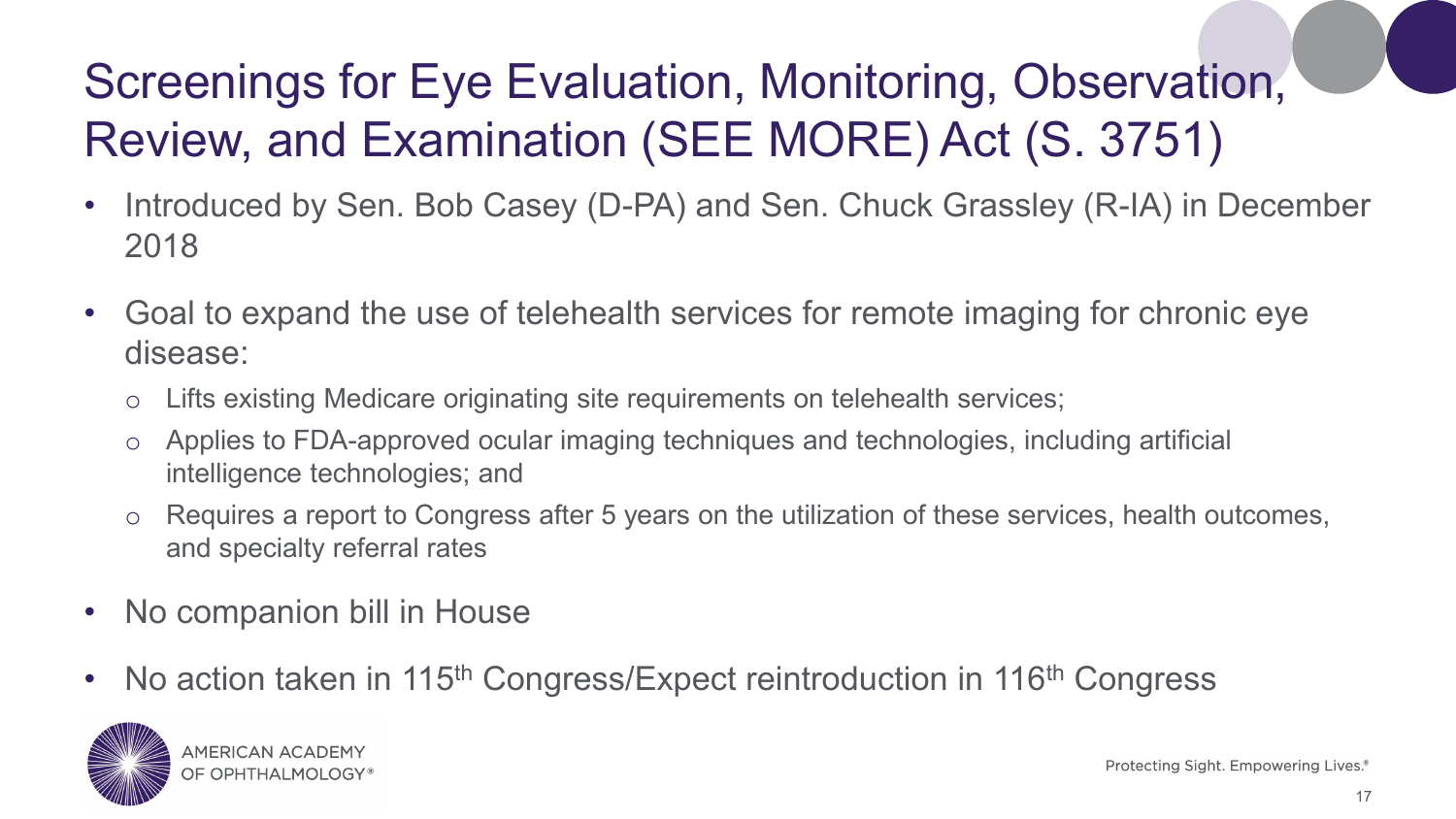# Screenings for Eye Evaluation, Monitoring, Observation, Review, and Examination (SEE MORE) Act (S. 3751)

- Introduced by Sen. Bob Casey (D-PA) and Sen. Chuck Grassley (R-IA) in December 2018
- Goal to expand the use of telehealth services for remote imaging for chronic eye disease:
  - Lifts existing Medicare originating site requirements on telehealth services;
  - Applies to FDA-approved ocular imaging techniques and technologies, including artificial intelligence technologies; and
  - Requires a report to Congress after 5 years on the utilization of these services, health outcomes, and specialty referral rates
- No companion bill in House
- No action taken in 115th Congress/Expect reintroduction in 116th Congress

AMERICAN ACADEMY OF OPHTHALMOLOGY®

Protecting Sight. Empowering Lives.®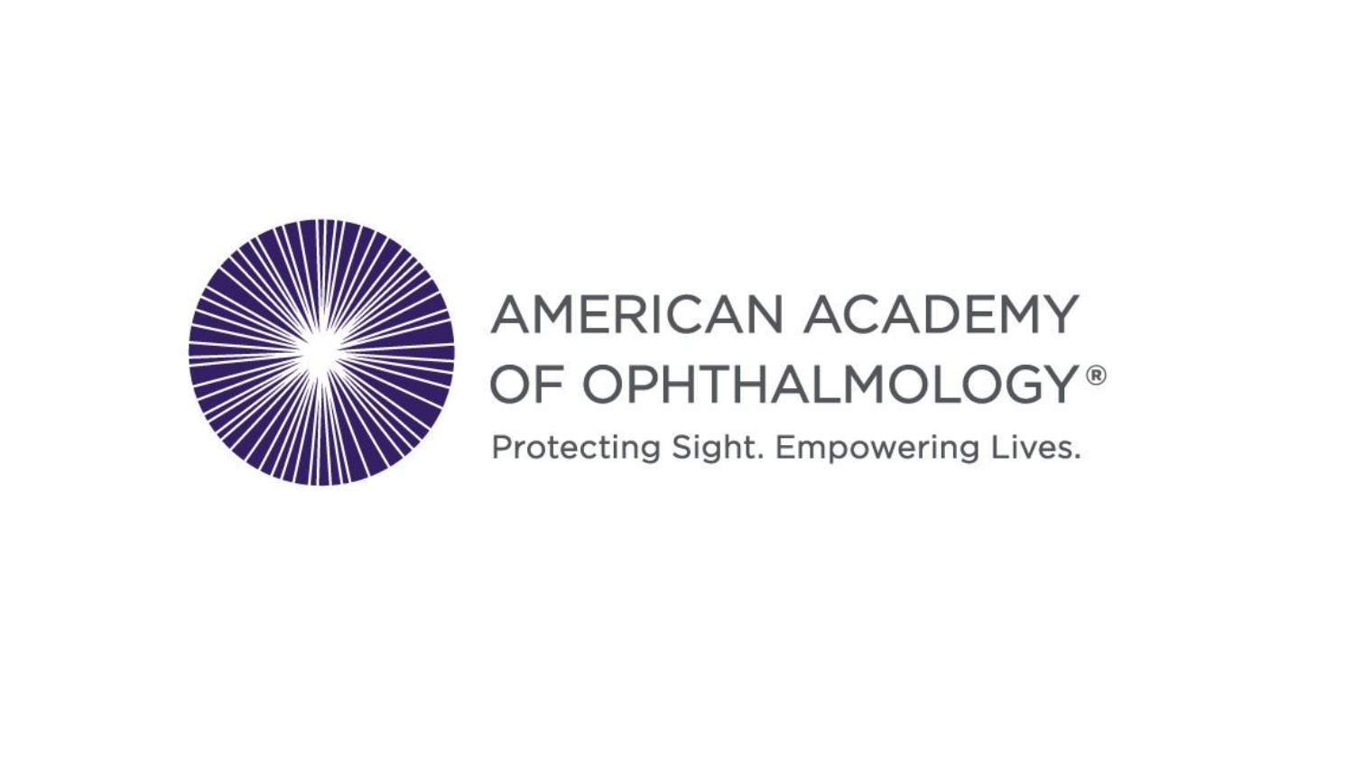AMERICAN ACADEMY OF OPHTHALMOLOGY®

Protecting Sight. Empowering Lives.